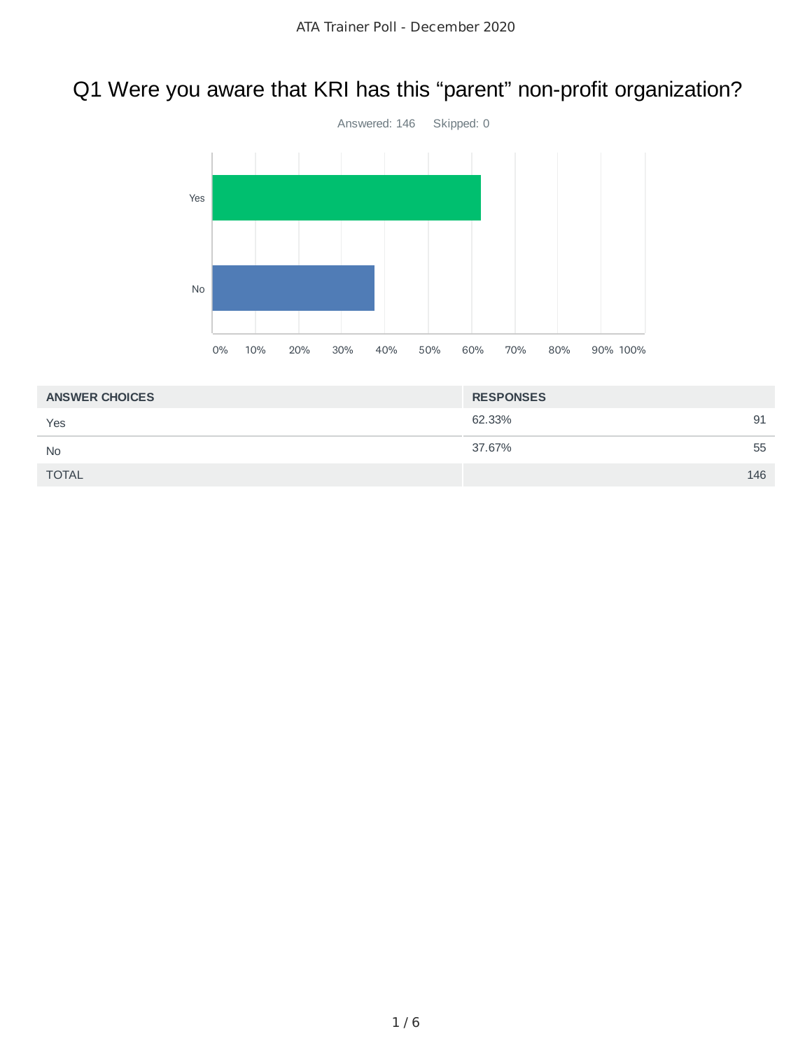# ATA Trainer Poll - December 2020

## Q1 Were you aware that KRI has this "parent" non-profit organization?

Answered: 146 Skipped: 0

| ANSWER CHOICES | RESPONSES | |
|---|---|---|
| Yes | 62.33% | 91 |
| No | 37.67% | 55 |
| TOTAL | | 146 |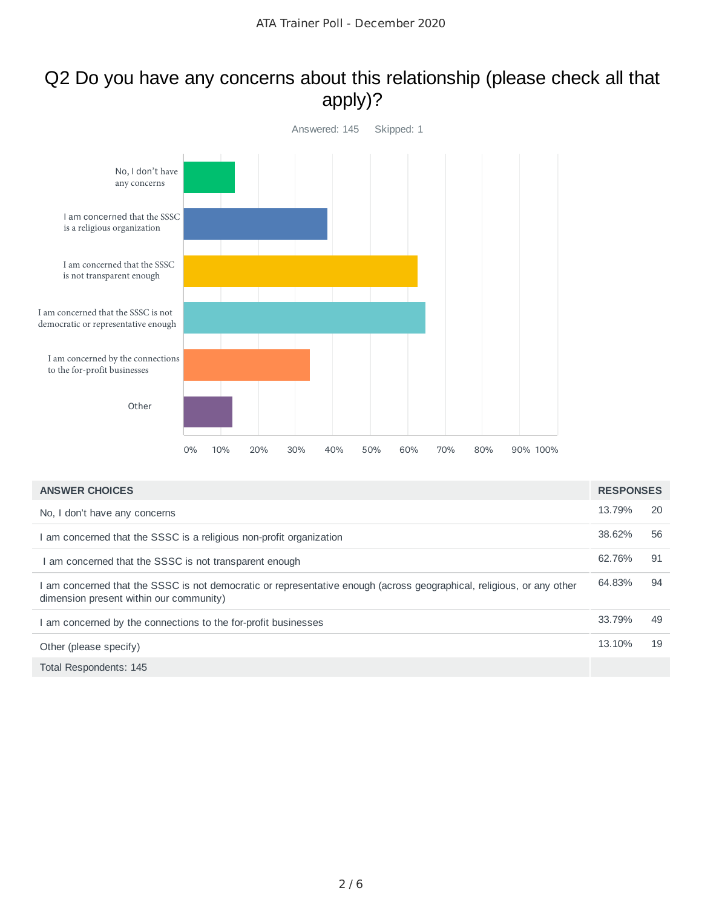# Q2 Do you have any concerns about this relationship (please check all that apply)?

Answered: 145 Skipped: 1

| ANSWER CHOICES | RESPONSES | |
|---|---|---|
| No, I don't have any concerns | 13.79% | 20 |
| I am concerned that the SSSC is a religious non-profit organization | 38.62% | 56 |
| I am concerned that the SSSC is not transparent enough | 62.76% | 91 |
| I am concerned that the SSSC is not democratic or representative enough (across geographical, religious, or any other dimension present within our community) | 64.83% | 94 |
| I am concerned by the connections to the for-profit businesses | 33.79% | 49 |
| Other (please specify) | 13.10% | 19 |
| Total Respondents: 145 | | |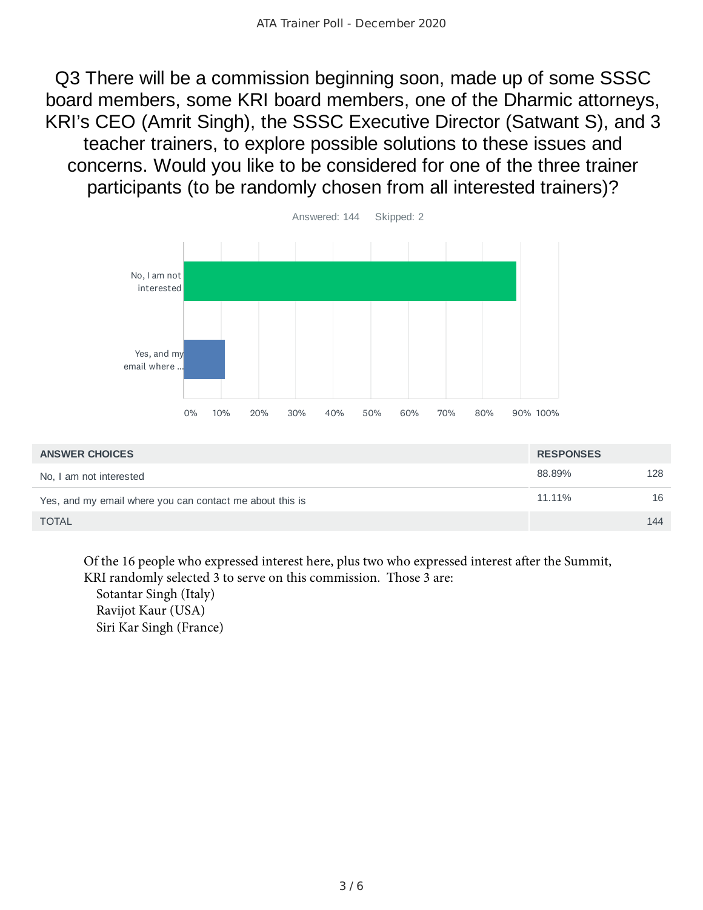## Q3 There will be a commission beginning soon, made up of some SSSC board members, some KRI board members, one of the Dharmic attorneys, KRI's CEO (Amrit Singh), the SSSC Executive Director (Satwant S), and 3 teacher trainers, to explore possible solutions to these issues and concerns. Would you like to be considered for one of the three trainer participants (to be randomly chosen from all interested trainers)?

Answered: 144 Skipped: 2

| ANSWER CHOICES | RESPONSES | |
|---|---|---|
| No, I am not interested | 88.89% | 128 |
| Yes, and my email where you can contact me about this is | 11.11% | 16 |
| TOTAL | | 144 |

Of the 16 people who expressed interest here, plus two who expressed interest after the Summit, KRI randomly selected 3 to serve on this commission. Those 3 are:

- Sotantar Singh (Italy)
- Ravijot Kaur (USA)
- Siri Kar Singh (France)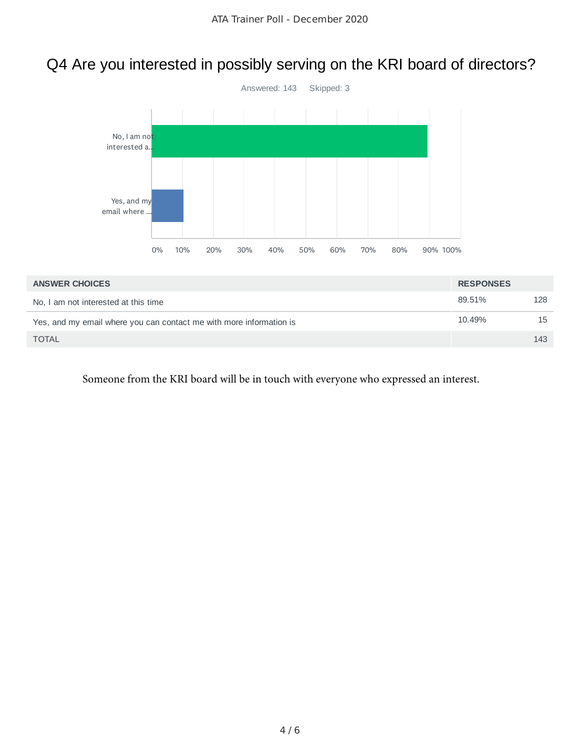# Q4 Are you interested in possibly serving on the KRI board of directors?

Answered: 143 Skipped: 3

| ANSWER CHOICES | RESPONSES | |
| --- | --- | --- |
| No, I am not interested at this time | 89.51% | 128 |
| Yes, and my email where you can contact me with more information is | 10.49% | 15 |
| TOTAL | | 143 |

Someone from the KRI board will be in touch with everyone who expressed an interest.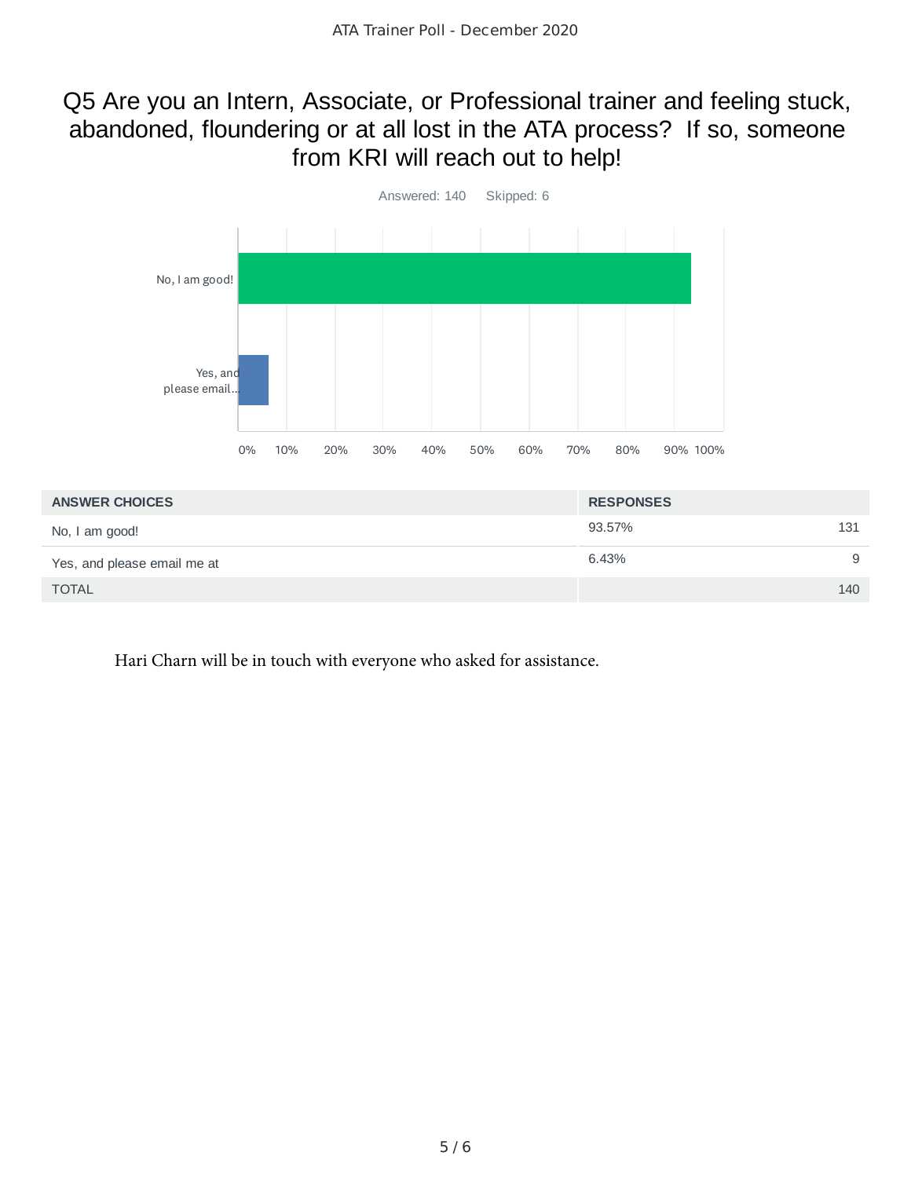## Q5 Are you an Intern, Associate, or Professional trainer and feeling stuck, abandoned, floundering or at all lost in the ATA process? If so, someone from KRI will reach out to help!

Answered: 140 Skipped: 6

| ANSWER CHOICES | RESPONSES | |
|---|---|---|
| No, I am good! | 93.57% | 131 |
| Yes, and please email me at | 6.43% | 9 |
| TOTAL | | 140 |

Hari Charn will be in touch with everyone who asked for assistance.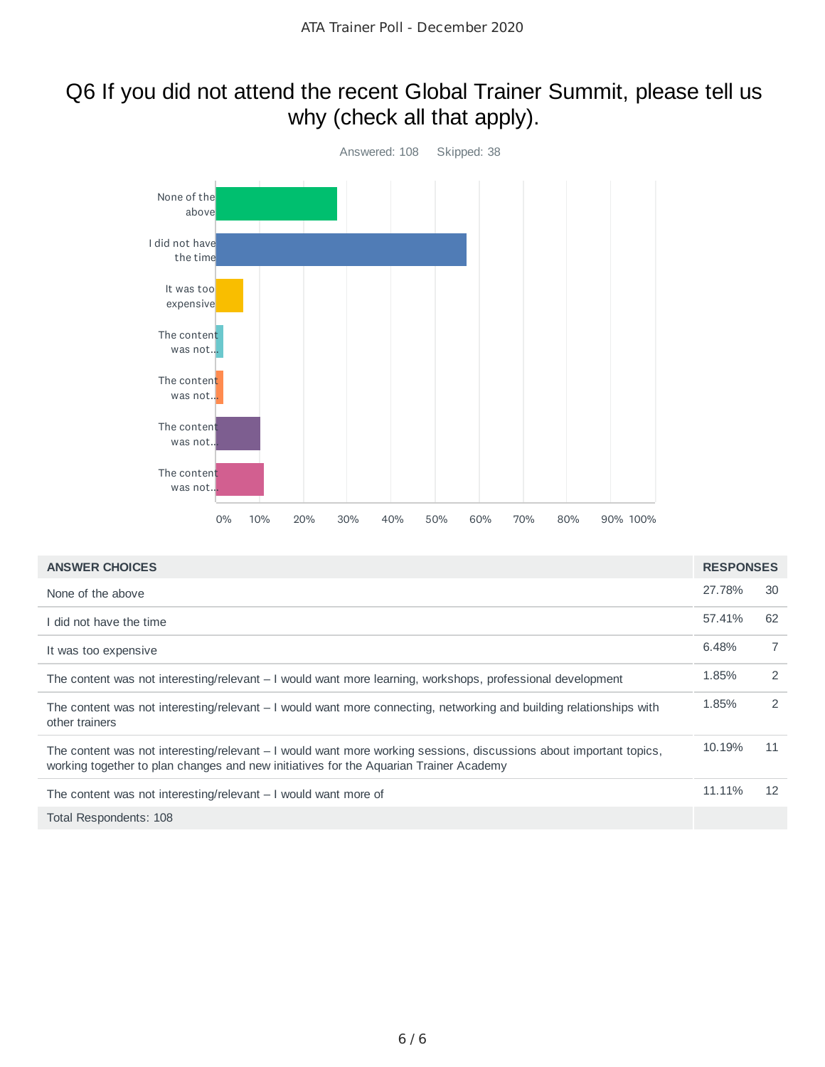# Q6 If you did not attend the recent Global Trainer Summit, please tell us why (check all that apply).

Answered: 108 Skipped: 38

None of the above

I did not have the time

It was too expensive

The content was not...

The content was not...

The content was not...

The content was not...

0% 10% 20% 30% 40% 50% 60% 70% 80% 90% 100%

| ANSWER CHOICES | RESPONSES | |
|---|---|---|
| None of the above | 27.78% | 30 |
| I did not have the time | 57.41% | 62 |
| It was too expensive | 6.48% | 7 |
| The content was not interesting/relevant – I would want more learning, workshops, professional development | 1.85% | 2 |
| The content was not interesting/relevant – I would want more connecting, networking and building relationships with other trainers | 1.85% | 2 |
| The content was not interesting/relevant – I would want more working sessions, discussions about important topics, working together to plan changes and new initiatives for the Aquarian Trainer Academy | 10.19% | 11 |
| The content was not interesting/relevant – I would want more of | 11.11% | 12 |
| Total Respondents: 108 | | |